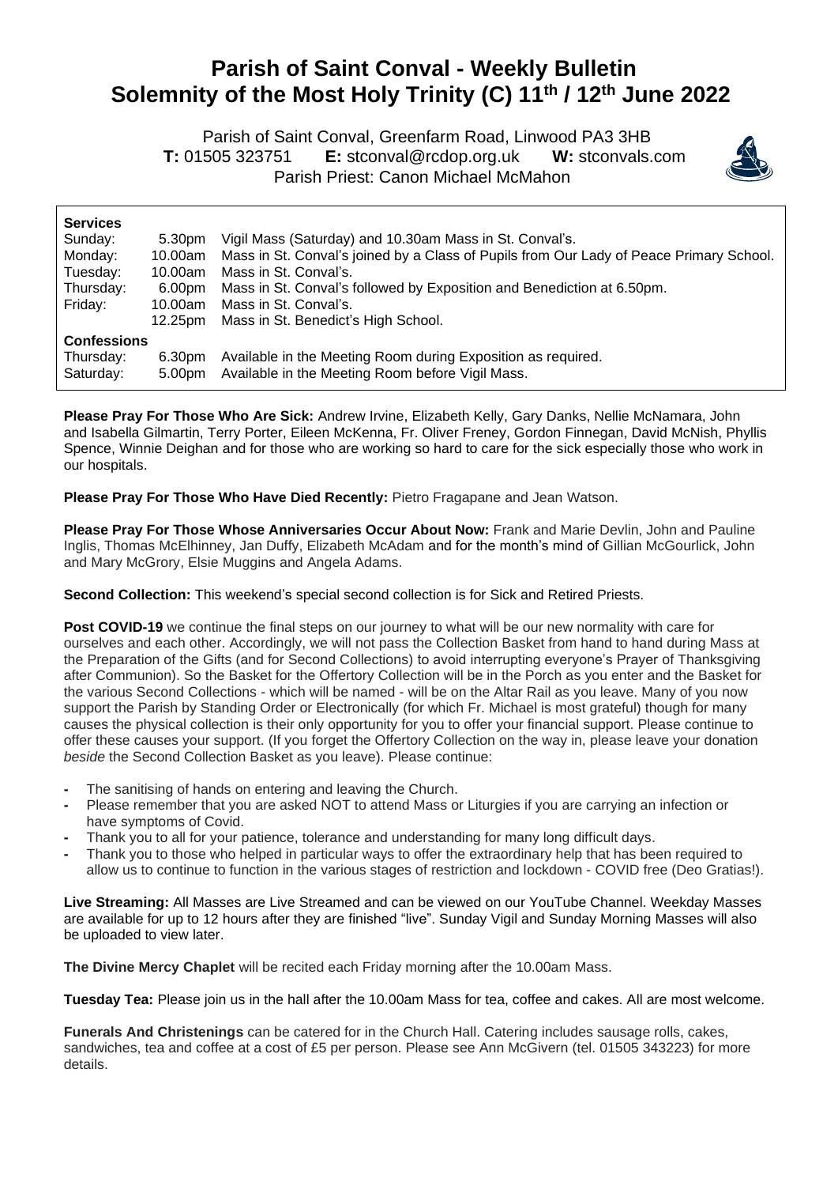# Parish of Saint Conval - Weekly Bulletin
# Solemnity of the Most Holy Trinity (C) 11th / 12th June 2022

Parish of Saint Conval, Greenfarm Road, Linwood PA3 3HB
**T:** 01505 323751 **E:** stconval@rcdop.org.uk **W:** stconvals.com
Parish Priest: Canon Michael McMahon

| **Services** | | |
|---|---|---|
| Sunday: | 5.30pm | Vigil Mass (Saturday) and 10.30am Mass in St. Conval's. |
| Monday: | 10.00am | Mass in St. Conval's joined by a Class of Pupils from Our Lady of Peace Primary School. |
| Tuesday: | 10.00am | Mass in St. Conval's. |
| Thursday: | 6.00pm | Mass in St. Conval's followed by Exposition and Benediction at 6.50pm. |
| Friday: | 10.00am | Mass in St. Conval's. |
| | 12.25pm | Mass in St. Benedict's High School. |
| **Confessions** | | |
| Thursday: | 6.30pm | Available in the Meeting Room during Exposition as required. |
| Saturday: | 5.00pm | Available in the Meeting Room before Vigil Mass. |

**Please Pray For Those Who Are Sick:** Andrew Irvine, Elizabeth Kelly, Gary Danks, Nellie McNamara, John and Isabella Gilmartin, Terry Porter, Eileen McKenna, Fr. Oliver Freney, Gordon Finnegan, David McNish, Phyllis Spence, Winnie Deighan and for those who are working so hard to care for the sick especially those who work in our hospitals.

**Please Pray For Those Who Have Died Recently:** Pietro Fragapane and Jean Watson.

**Please Pray For Those Whose Anniversaries Occur About Now:** Frank and Marie Devlin, John and Pauline Inglis, Thomas McElhinney, Jan Duffy, Elizabeth McAdam and for the month's mind of Gillian McGourlick, John and Mary McGrory, Elsie Muggins and Angela Adams.

**Second Collection:** This weekend's special second collection is for Sick and Retired Priests.

**Post COVID-19** we continue the final steps on our journey to what will be our new normality with care for ourselves and each other. Accordingly, we will not pass the Collection Basket from hand to hand during Mass at the Preparation of the Gifts (and for Second Collections) to avoid interrupting everyone's Prayer of Thanksgiving after Communion). So the Basket for the Offertory Collection will be in the Porch as you enter and the Basket for the various Second Collections - which will be named - will be on the Altar Rail as you leave. Many of you now support the Parish by Standing Order or Electronically (for which Fr. Michael is most grateful) though for many causes the physical collection is their only opportunity for you to offer your financial support. Please continue to offer these causes your support. (If you forget the Offertory Collection on the way in, please leave your donation *beside* the Second Collection Basket as you leave). Please continue:

- The sanitising of hands on entering and leaving the Church.
- Please remember that you are asked NOT to attend Mass or Liturgies if you are carrying an infection or have symptoms of Covid.
- Thank you to all for your patience, tolerance and understanding for many long difficult days.
- Thank you to those who helped in particular ways to offer the extraordinary help that has been required to allow us to continue to function in the various stages of restriction and lockdown - COVID free (Deo Gratias!).

**Live Streaming:** All Masses are Live Streamed and can be viewed on our YouTube Channel. Weekday Masses are available for up to 12 hours after they are finished "live". Sunday Vigil and Sunday Morning Masses will also be uploaded to view later.

**The Divine Mercy Chaplet** will be recited each Friday morning after the 10.00am Mass.

**Tuesday Tea:** Please join us in the hall after the 10.00am Mass for tea, coffee and cakes. All are most welcome.

**Funerals And Christenings** can be catered for in the Church Hall. Catering includes sausage rolls, cakes, sandwiches, tea and coffee at a cost of £5 per person. Please see Ann McGivern (tel. 01505 343223) for more details.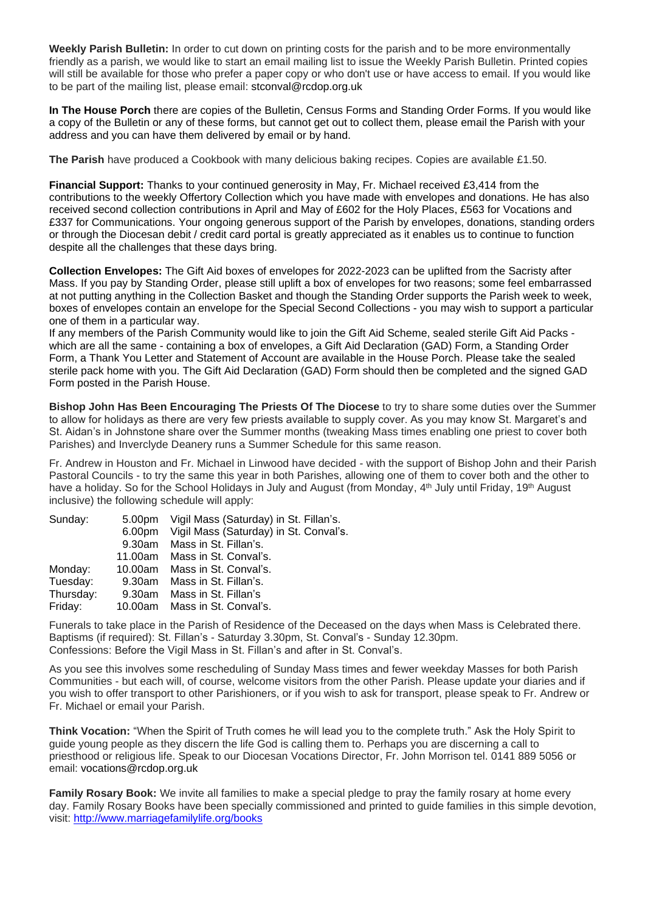**Weekly Parish Bulletin:** In order to cut down on printing costs for the parish and to be more environmentally friendly as a parish, we would like to start an email mailing list to issue the Weekly Parish Bulletin. Printed copies will still be available for those who prefer a paper copy or who don't use or have access to email. If you would like to be part of the mailing list, please email: stconval@rcdop.org.uk

**In The House Porch** there are copies of the Bulletin, Census Forms and Standing Order Forms. If you would like a copy of the Bulletin or any of these forms, but cannot get out to collect them, please email the Parish with your address and you can have them delivered by email or by hand.

**The Parish** have produced a Cookbook with many delicious baking recipes. Copies are available £1.50.

**Financial Support:** Thanks to your continued generosity in May, Fr. Michael received £3,414 from the contributions to the weekly Offertory Collection which you have made with envelopes and donations. He has also received second collection contributions in April and May of £602 for the Holy Places, £563 for Vocations and £337 for Communications. Your ongoing generous support of the Parish by envelopes, donations, standing orders or through the Diocesan debit / credit card portal is greatly appreciated as it enables us to continue to function despite all the challenges that these days bring.

**Collection Envelopes:** The Gift Aid boxes of envelopes for 2022-2023 can be uplifted from the Sacristy after Mass. If you pay by Standing Order, please still uplift a box of envelopes for two reasons; some feel embarrassed at not putting anything in the Collection Basket and though the Standing Order supports the Parish week to week, boxes of envelopes contain an envelope for the Special Second Collections - you may wish to support a particular one of them in a particular way.

If any members of the Parish Community would like to join the Gift Aid Scheme, sealed sterile Gift Aid Packs - which are all the same - containing a box of envelopes, a Gift Aid Declaration (GAD) Form, a Standing Order Form, a Thank You Letter and Statement of Account are available in the House Porch. Please take the sealed sterile pack home with you. The Gift Aid Declaration (GAD) Form should then be completed and the signed GAD Form posted in the Parish House.

**Bishop John Has Been Encouraging The Priests Of The Diocese** to try to share some duties over the Summer to allow for holidays as there are very few priests available to supply cover. As you may know St. Margaret's and St. Aidan's in Johnstone share over the Summer months (tweaking Mass times enabling one priest to cover both Parishes) and Inverclyde Deanery runs a Summer Schedule for this same reason.

Fr. Andrew in Houston and Fr. Michael in Linwood have decided - with the support of Bishop John and their Parish Pastoral Councils - to try the same this year in both Parishes, allowing one of them to cover both and the other to have a holiday. So for the School Holidays in July and August (from Monday, 4th July until Friday, 19th August inclusive) the following schedule will apply:

| | | |
|---|---|---|
| Sunday: | 5.00pm | Vigil Mass (Saturday) in St. Fillan's. |
| | 6.00pm | Vigil Mass (Saturday) in St. Conval's. |
| | 9.30am | Mass in St. Fillan's. |
| | 11.00am | Mass in St. Conval's. |
| Monday: | 10.00am | Mass in St. Conval's. |
| Tuesday: | 9.30am | Mass in St. Fillan's. |
| Thursday: | 9.30am | Mass in St. Fillan's |
| Friday: | 10.00am | Mass in St. Conval's. |

Funerals to take place in the Parish of Residence of the Deceased on the days when Mass is Celebrated there.
Baptisms (if required): St. Fillan's - Saturday 3.30pm, St. Conval's - Sunday 12.30pm.
Confessions: Before the Vigil Mass in St. Fillan's and after in St. Conval's.

As you see this involves some rescheduling of Sunday Mass times and fewer weekday Masses for both Parish Communities - but each will, of course, welcome visitors from the other Parish. Please update your diaries and if you wish to offer transport to other Parishioners, or if you wish to ask for transport, please speak to Fr. Andrew or Fr. Michael or email your Parish.

**Think Vocation:** "When the Spirit of Truth comes he will lead you to the complete truth." Ask the Holy Spirit to guide young people as they discern the life God is calling them to. Perhaps you are discerning a call to priesthood or religious life. Speak to our Diocesan Vocations Director, Fr. John Morrison tel. 0141 889 5056 or email: vocations@rcdop.org.uk

**Family Rosary Book:** We invite all families to make a special pledge to pray the family rosary at home every day. Family Rosary Books have been specially commissioned and printed to guide families in this simple devotion, visit: http://www.marriagefamilylife.org/books